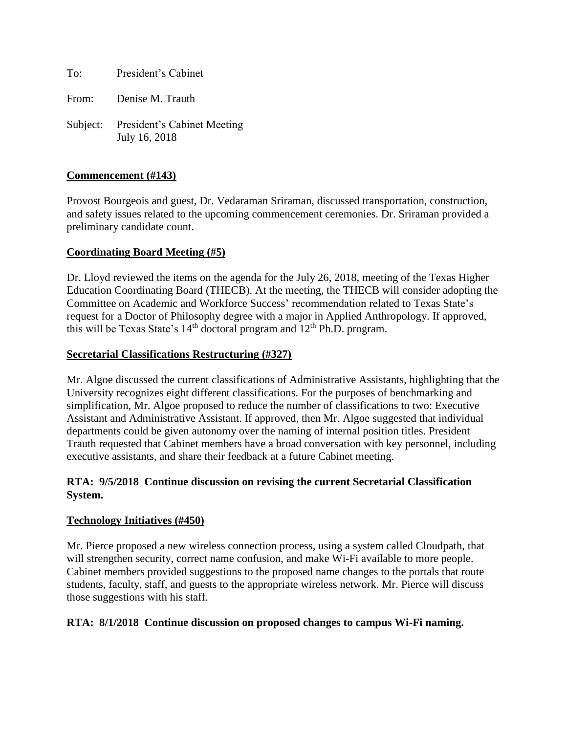To: President's Cabinet

From: Denise M. Trauth

Subject: President's Cabinet Meeting
July 16, 2018

**Commencement (#143)**

Provost Bourgeois and guest, Dr. Vedaraman Sriraman, discussed transportation, construction, and safety issues related to the upcoming commencement ceremonies. Dr. Sriraman provided a preliminary candidate count.

**Coordinating Board Meeting (#5)**

Dr. Lloyd reviewed the items on the agenda for the July 26, 2018, meeting of the Texas Higher Education Coordinating Board (THECB). At the meeting, the THECB will consider adopting the Committee on Academic and Workforce Success' recommendation related to Texas State's request for a Doctor of Philosophy degree with a major in Applied Anthropology. If approved, this will be Texas State's 14th doctoral program and 12th Ph.D. program.

**Secretarial Classifications Restructuring (#327)**

Mr. Algoe discussed the current classifications of Administrative Assistants, highlighting that the University recognizes eight different classifications. For the purposes of benchmarking and simplification, Mr. Algoe proposed to reduce the number of classifications to two: Executive Assistant and Administrative Assistant. If approved, then Mr. Algoe suggested that individual departments could be given autonomy over the naming of internal position titles. President Trauth requested that Cabinet members have a broad conversation with key personnel, including executive assistants, and share their feedback at a future Cabinet meeting.

**RTA: 9/5/2018 Continue discussion on revising the current Secretarial Classification System.**

**Technology Initiatives (#450)**

Mr. Pierce proposed a new wireless connection process, using a system called Cloudpath, that will strengthen security, correct name confusion, and make Wi-Fi available to more people. Cabinet members provided suggestions to the proposed name changes to the portals that route students, faculty, staff, and guests to the appropriate wireless network. Mr. Pierce will discuss those suggestions with his staff.

**RTA: 8/1/2018 Continue discussion on proposed changes to campus Wi-Fi naming.**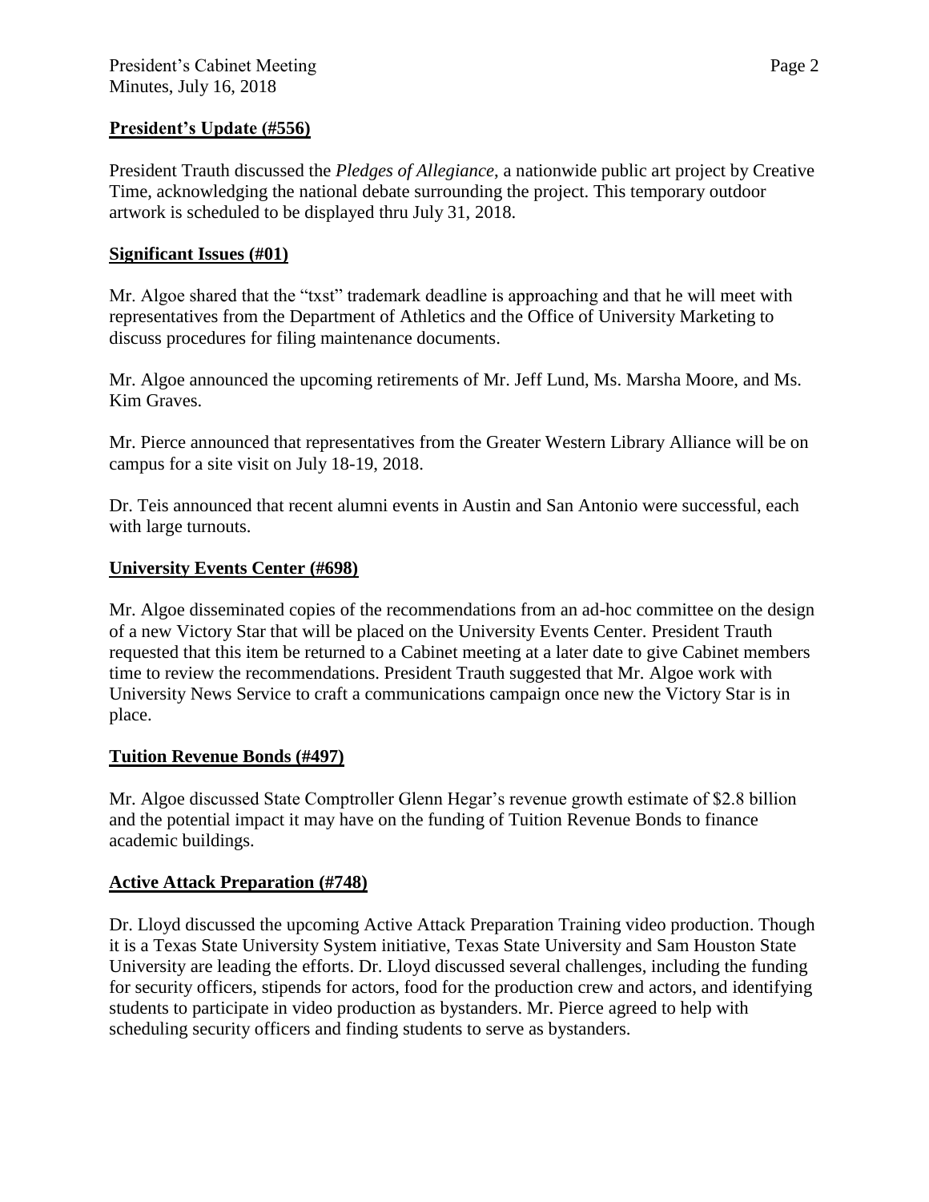## President's Update (#556)

President Trauth discussed the *Pledges of Allegiance*, a nationwide public art project by Creative Time, acknowledging the national debate surrounding the project. This temporary outdoor artwork is scheduled to be displayed thru July 31, 2018.

## Significant Issues (#01)

Mr. Algoe shared that the "txst" trademark deadline is approaching and that he will meet with representatives from the Department of Athletics and the Office of University Marketing to discuss procedures for filing maintenance documents.

Mr. Algoe announced the upcoming retirements of Mr. Jeff Lund, Ms. Marsha Moore, and Ms. Kim Graves.

Mr. Pierce announced that representatives from the Greater Western Library Alliance will be on campus for a site visit on July 18-19, 2018.

Dr. Teis announced that recent alumni events in Austin and San Antonio were successful, each with large turnouts.

## University Events Center (#698)

Mr. Algoe disseminated copies of the recommendations from an ad-hoc committee on the design of a new Victory Star that will be placed on the University Events Center. President Trauth requested that this item be returned to a Cabinet meeting at a later date to give Cabinet members time to review the recommendations. President Trauth suggested that Mr. Algoe work with University News Service to craft a communications campaign once new the Victory Star is in place.

## Tuition Revenue Bonds (#497)

Mr. Algoe discussed State Comptroller Glenn Hegar's revenue growth estimate of $2.8 billion and the potential impact it may have on the funding of Tuition Revenue Bonds to finance academic buildings.

## Active Attack Preparation (#748)

Dr. Lloyd discussed the upcoming Active Attack Preparation Training video production. Though it is a Texas State University System initiative, Texas State University and Sam Houston State University are leading the efforts. Dr. Lloyd discussed several challenges, including the funding for security officers, stipends for actors, food for the production crew and actors, and identifying students to participate in video production as bystanders. Mr. Pierce agreed to help with scheduling security officers and finding students to serve as bystanders.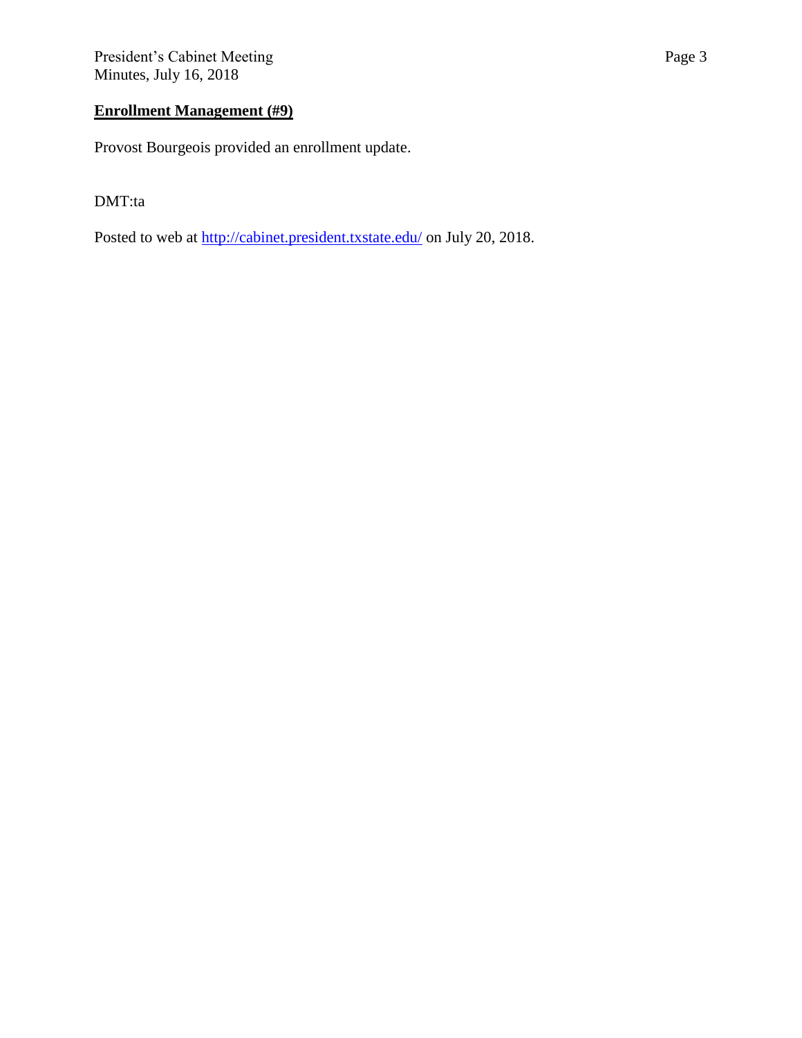**Enrollment Management (#9)**

Provost Bourgeois provided an enrollment update.

DMT:ta

Posted to web at http://cabinet.president.txstate.edu/ on July 20, 2018.